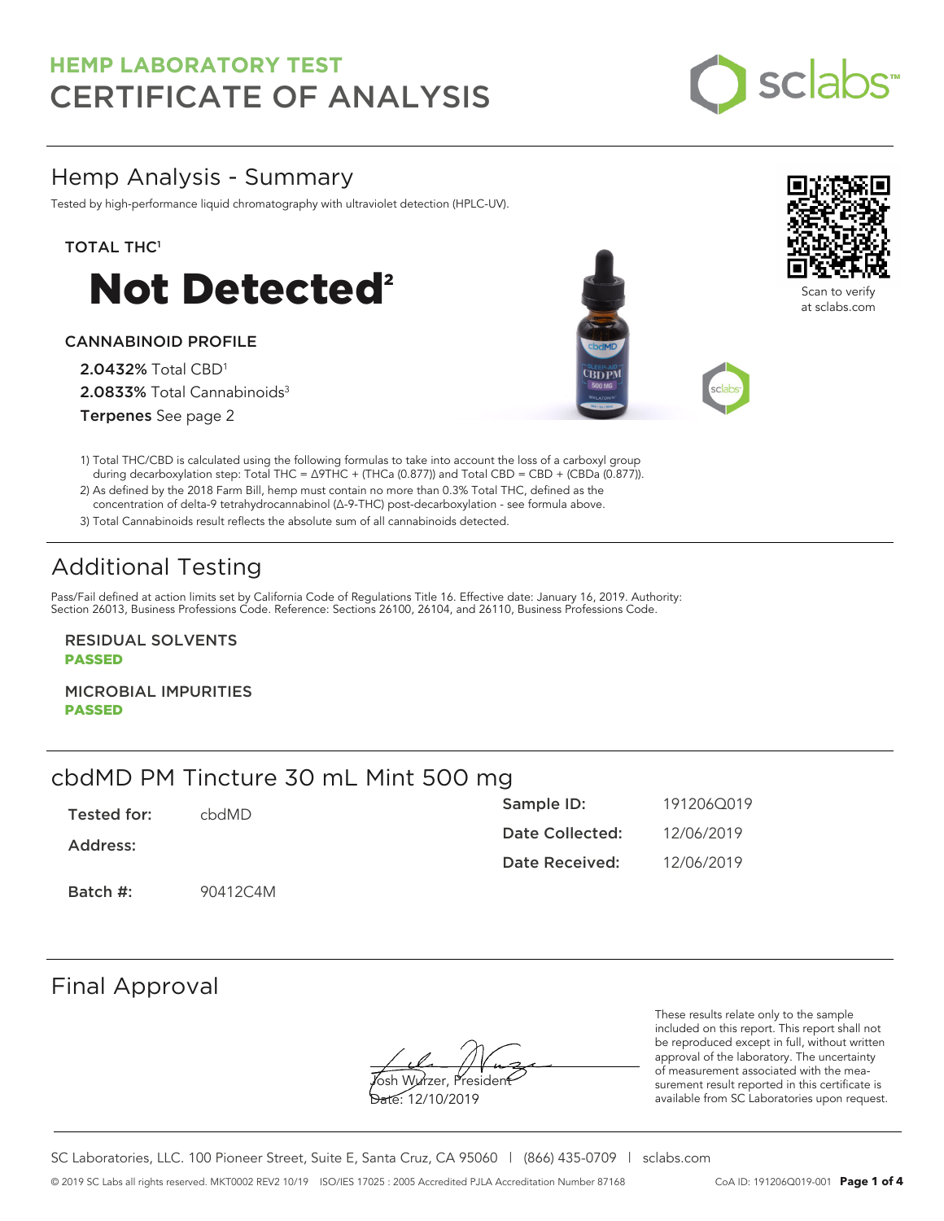# HEMP LABORATORY TEST
# CERTIFICATE OF ANALYSIS

sclabs™

## Hemp Analysis - Summary

Tested by high-performance liquid chromatography with ultraviolet detection (HPLC-UV).

Scan to verify at sclabs.com

**TOTAL THC**[1]

# Not Detected[2]

**CANNABINOID PROFILE**

- **2.0432%** Total CBD[1]
- **2.0833%** Total Cannabinoids[3]
- **Terpenes** See page 2

1) Total THC/CBD is calculated using the following formulas to take into account the loss of a carboxyl group during decarboxylation step: Total THC = Δ9THC + (THCa (0.877)) and Total CBD = CBD + (CBDa (0.877)).
2) As defined by the 2018 Farm Bill, hemp must contain no more than 0.3% Total THC, defined as the concentration of delta-9 tetrahydrocannabinol (Δ-9-THC) post-decarboxylation - see formula above.
3) Total Cannabinoids result reflects the absolute sum of all cannabinoids detected.

## Additional Testing

Pass/Fail defined at action limits set by California Code of Regulations Title 16. Effective date: January 16, 2019. Authority: Section 26013, Business Professions Code. Reference: Sections 26100, 26104, and 26110, Business Professions Code.

**RESIDUAL SOLVENTS**
**PASSED**

**MICROBIAL IMPURITIES**
**PASSED**

## cbdMD PM Tincture 30 mL Mint 500 mg

| | | | |
|---|---|---|---|
| **Tested for:** | cbdMD | **Sample ID:** | 191206Q019 |
| **Address:** | | **Date Collected:** | 12/06/2019 |
| | | **Date Received:** | 12/06/2019 |
| **Batch #:** | 90412C4M | | |

## Final Approval

Josh Wurzer, President
Date: 12/10/2019

These results relate only to the sample included on this report. This report shall not be reproduced except in full, without written approval of the laboratory. The uncertainty of measurement associated with the measurement result reported in this certificate is available from SC Laboratories upon request.

SC Laboratories, LLC. 100 Pioneer Street, Suite E, Santa Cruz, CA 95060 | (866) 435-0709 | sclabs.com

© 2019 SC Labs all rights reserved. MKT0002 REV2 10/19 ISO/IES 17025 : 2005 Accredited PJLA Accreditation Number 87168 CoA ID: 191206Q019-001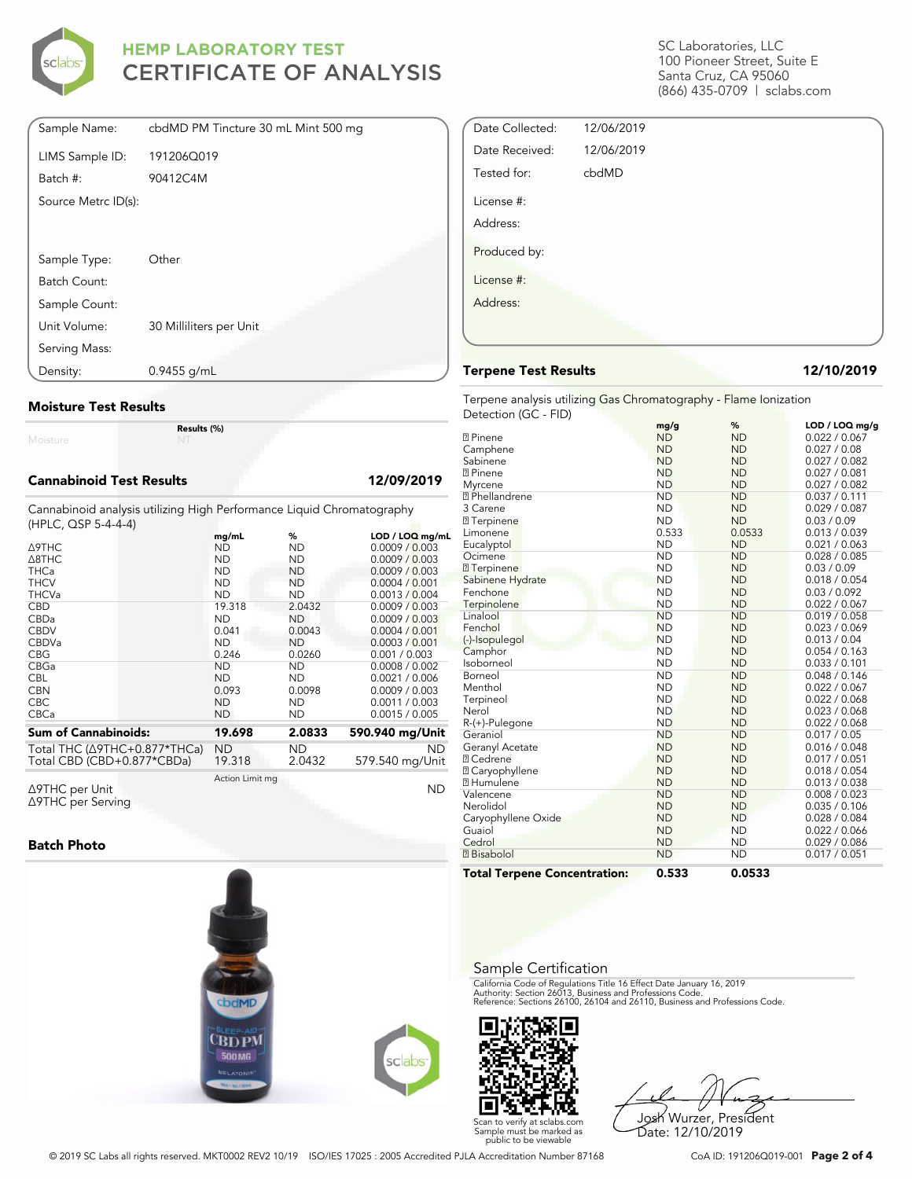# HEMP LABORATORY TEST
# CERTIFICATE OF ANALYSIS

SC Laboratories, LLC
100 Pioneer Street, Suite E
Santa Cruz, CA 95060
(866) 435-0709 | sclabs.com

| | |
|---|---|
| Sample Name: | cbdMD PM Tincture 30 mL Mint 500 mg |
| LIMS Sample ID: | 191206Q019 |
| Batch #: | 90412C4M |
| Source Metrc ID(s): | |
| Sample Type: | Other |
| Batch Count: | |
| Sample Count: | |
| Unit Volume: | 30 Milliliters per Unit |
| Serving Mass: | |
| Density: | 0.9455 g/mL |

| | |
|---|---|
| Date Collected: | 12/06/2019 |
| Date Received: | 12/06/2019 |
| Tested for: | cbdMD |
| License #: | |
| Address: | |
| Produced by: | |
| License #: | |
| Address: | |

## Moisture Test Results

| | Results (%) |
|---|---|
| Moisture | NT |

## Cannabinoid Test Results — 12/09/2019

Cannabinoid analysis utilizing High Performance Liquid Chromatography (HPLC, QSP 5-4-4-4)

| | mg/mL | % | LOD / LOQ mg/mL |
|---|---|---|---|
| Δ9THC | ND | ND | 0.0009 / 0.003 |
| Δ8THC | ND | ND | 0.0009 / 0.003 |
| THCa | ND | ND | 0.0009 / 0.003 |
| THCV | ND | ND | 0.0004 / 0.001 |
| THCVa | ND | ND | 0.0013 / 0.004 |
| CBD | 19.318 | 2.0432 | 0.0009 / 0.003 |
| CBDa | ND | ND | 0.0009 / 0.003 |
| CBDV | 0.041 | 0.0043 | 0.0004 / 0.001 |
| CBDVa | ND | ND | 0.0003 / 0.001 |
| CBG | 0.246 | 0.0260 | 0.001 / 0.003 |
| CBGa | ND | ND | 0.0008 / 0.002 |
| CBL | ND | ND | 0.0021 / 0.006 |
| CBN | 0.093 | 0.0098 | 0.0009 / 0.003 |
| CBC | ND | ND | 0.0011 / 0.003 |
| CBCa | ND | ND | 0.0015 / 0.005 |
| **Sum of Cannabinoids:** | **19.698** | **2.0833** | **590.940 mg/Unit** |
| Total THC (Δ9THC+0.877*THCa) | ND | ND | ND |
| Total CBD (CBD+0.877*CBDa) | 19.318 | 2.0432 | 579.540 mg/Unit |

| | Action Limit mg | |
|---|---|---|
| Δ9THC per Unit | | ND |
| Δ9THC per Serving | | |

## Batch Photo

## Terpene Test Results — 12/10/2019

Terpene analysis utilizing Gas Chromatography - Flame Ionization Detection (GC - FID)

| | mg/g | % | LOD / LOQ mg/g |
|---|---|---|---|
| α Pinene | ND | ND | 0.022 / 0.067 |
| Camphene | ND | ND | 0.027 / 0.08 |
| Sabinene | ND | ND | 0.027 / 0.082 |
| β Pinene | ND | ND | 0.027 / 0.081 |
| Myrcene | ND | ND | 0.027 / 0.082 |
| α Phellandrene | ND | ND | 0.037 / 0.111 |
| 3 Carene | ND | ND | 0.029 / 0.087 |
| α Terpinene | ND | ND | 0.03 / 0.09 |
| Limonene | 0.533 | 0.0533 | 0.013 / 0.039 |
| Eucalyptol | ND | ND | 0.021 / 0.063 |
| Ocimene | ND | ND | 0.028 / 0.085 |
| γ Terpinene | ND | ND | 0.03 / 0.09 |
| Sabinene Hydrate | ND | ND | 0.018 / 0.054 |
| Fenchone | ND | ND | 0.03 / 0.092 |
| Terpinolene | ND | ND | 0.022 / 0.067 |
| Linalool | ND | ND | 0.019 / 0.058 |
| Fenchol | ND | ND | 0.023 / 0.069 |
| (-)-Isopulegol | ND | ND | 0.013 / 0.04 |
| Camphor | ND | ND | 0.054 / 0.163 |
| Isoborneol | ND | ND | 0.033 / 0.101 |
| Borneol | ND | ND | 0.048 / 0.146 |
| Menthol | ND | ND | 0.022 / 0.067 |
| Terpineol | ND | ND | 0.022 / 0.068 |
| Nerol | ND | ND | 0.023 / 0.068 |
| R-(+)-Pulegone | ND | ND | 0.022 / 0.068 |
| Geraniol | ND | ND | 0.017 / 0.05 |
| Geranyl Acetate | ND | ND | 0.016 / 0.048 |
| α Cedrene | ND | ND | 0.017 / 0.051 |
| β Caryophyllene | ND | ND | 0.018 / 0.054 |
| α Humulene | ND | ND | 0.013 / 0.038 |
| Valencene | ND | ND | 0.008 / 0.023 |
| Nerolidol | ND | ND | 0.035 / 0.106 |
| Caryophyllene Oxide | ND | ND | 0.028 / 0.084 |
| Guaiol | ND | ND | 0.022 / 0.066 |
| Cedrol | ND | ND | 0.029 / 0.086 |
| α Bisabolol | ND | ND | 0.017 / 0.051 |
| **Total Terpene Concentration:** | **0.533** | **0.0533** | |

## Sample Certification

California Code of Regulations Title 16 Effect Date January 16, 2019
Authority: Section 26013, Business and Professions Code.
Reference: Sections 26100, 26104 and 26110, Business and Professions Code.

Scan to verify at sclabs.com
Sample must be marked as public to be viewable

Josh Wurzer, President
Date: 12/10/2019

© 2019 SC Labs all rights reserved. MKT0002 REV2 10/19 ISO/IES 17025 : 2005 Accredited PJLA Accreditation Number 87168

CoA ID: 191206Q019-001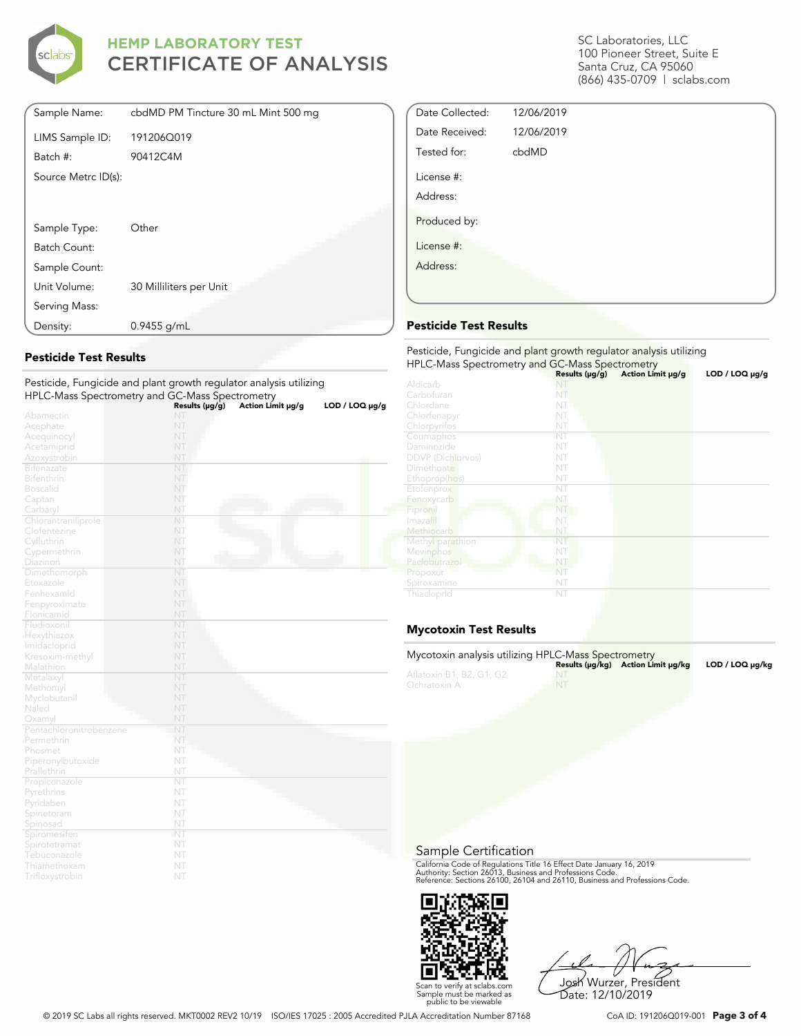# HEMP LABORATORY TEST
# CERTIFICATE OF ANALYSIS

SC Laboratories, LLC
100 Pioneer Street, Suite E
Santa Cruz, CA 95060
(866) 435-0709 | sclabs.com

| | |
|---|---|
| Sample Name: | cbdMD PM Tincture 30 mL Mint 500 mg |
| LIMS Sample ID: | 191206Q019 |
| Batch #: | 90412C4M |
| Source Metrc ID(s): | |
| Sample Type: | Other |
| Batch Count: | |
| Sample Count: | |
| Unit Volume: | 30 Milliliters per Unit |
| Serving Mass: | |
| Density: | 0.9455 g/mL |

| | |
|---|---|
| Date Collected: | 12/06/2019 |
| Date Received: | 12/06/2019 |
| Tested for: | cbdMD |
| License #: | |
| Address: | |
| Produced by: | |
| License #: | |
| Address: | |

## Pesticide Test Results

Pesticide, Fungicide and plant growth regulator analysis utilizing HPLC-Mass Spectrometry and GC-Mass Spectrometry

| | Results (μg/g) | Action Limit μg/g | LOD / LOQ μg/g |
|---|---|---|---|
| Abamectin | NT | | |
| Acephate | NT | | |
| Acequinocyl | NT | | |
| Acetamiprid | NT | | |
| Azoxystrobin | NT | | |
| Bifenazate | NT | | |
| Bifenthrin | NT | | |
| Boscalid | NT | | |
| Captan | NT | | |
| Carbaryl | NT | | |
| Chlorantraniliprole | NT | | |
| Clofentezine | NT | | |
| Cyfluthrin | NT | | |
| Cypermethrin | NT | | |
| Diazinon | NT | | |
| Dimethomorph | NT | | |
| Etoxazole | NT | | |
| Fenhexamid | NT | | |
| Fenpyroximate | NT | | |
| Flonicamid | NT | | |
| Fludioxonil | NT | | |
| Hexythiazox | NT | | |
| Imidacloprid | NT | | |
| Kresoxim-methyl | NT | | |
| Malathion | NT | | |
| Metalaxyl | NT | | |
| Methomyl | NT | | |
| Myclobutanil | NT | | |
| Naled | NT | | |
| Oxamyl | NT | | |
| Pentachloronitrobenzene | NT | | |
| Permethrin | NT | | |
| Phosmet | NT | | |
| Piperonylbutoxide | NT | | |
| Prallethrin | NT | | |
| Propiconazole | NT | | |
| Pyrethrins | NT | | |
| Pyridaben | NT | | |
| Spinetoram | NT | | |
| Spinosad | NT | | |
| Spiromesifen | NT | | |
| Spirotetramat | NT | | |
| Tebuconazole | NT | | |
| Thiamethoxam | NT | | |
| Trifloxystrobin | NT | | |

## Pesticide Test Results

Pesticide, Fungicide and plant growth regulator analysis utilizing HPLC-Mass Spectrometry and GC-Mass Spectrometry

| | Results (μg/g) | Action Limit μg/g | LOD / LOQ μg/g |
|---|---|---|---|
| Aldicarb | NT | | |
| Carbofuran | NT | | |
| Chlordane | NT | | |
| Chlorfenapyr | NT | | |
| Chlorpyrifos | NT | | |
| Coumaphos | NT | | |
| Daminozide | NT | | |
| DDVP (Dichlorvos) | NT | | |
| Dimethoate | NT | | |
| Ethoprop(hos) | NT | | |
| Etofenprox | NT | | |
| Fenoxycarb | NT | | |
| Fipronil | NT | | |
| Imazalil | NT | | |
| Methiocarb | NT | | |
| Methyl parathion | NT | | |
| Mevinphos | NT | | |
| Paclobutrazol | NT | | |
| Propoxur | NT | | |
| Spiroxamine | NT | | |
| Thiacloprid | NT | | |

## Mycotoxin Test Results

Mycotoxin analysis utilizing HPLC-Mass Spectrometry

| | Results (μg/kg) | Action Limit μg/kg | LOD / LOQ μg/kg |
|---|---|---|---|
| Aflatoxin B1, B2, G1, G2 | NT | | |
| Ochratoxin A | NT | | |

## Sample Certification

California Code of Regulations Title 16 Effect Date January 16, 2019
Authority: Section 26013, Business and Professions Code.
Reference: Sections 26100, 26104 and 26110, Business and Professions Code.

Scan to verify at sclabs.com
Sample must be marked as public to be viewable

Josh Wurzer, President
Date: 12/10/2019

© 2019 SC Labs all rights reserved. MKT0002 REV2 10/19 ISO/IES 17025 : 2005 Accredited PJLA Accreditation Number 87168

CoA ID: 191206Q019-001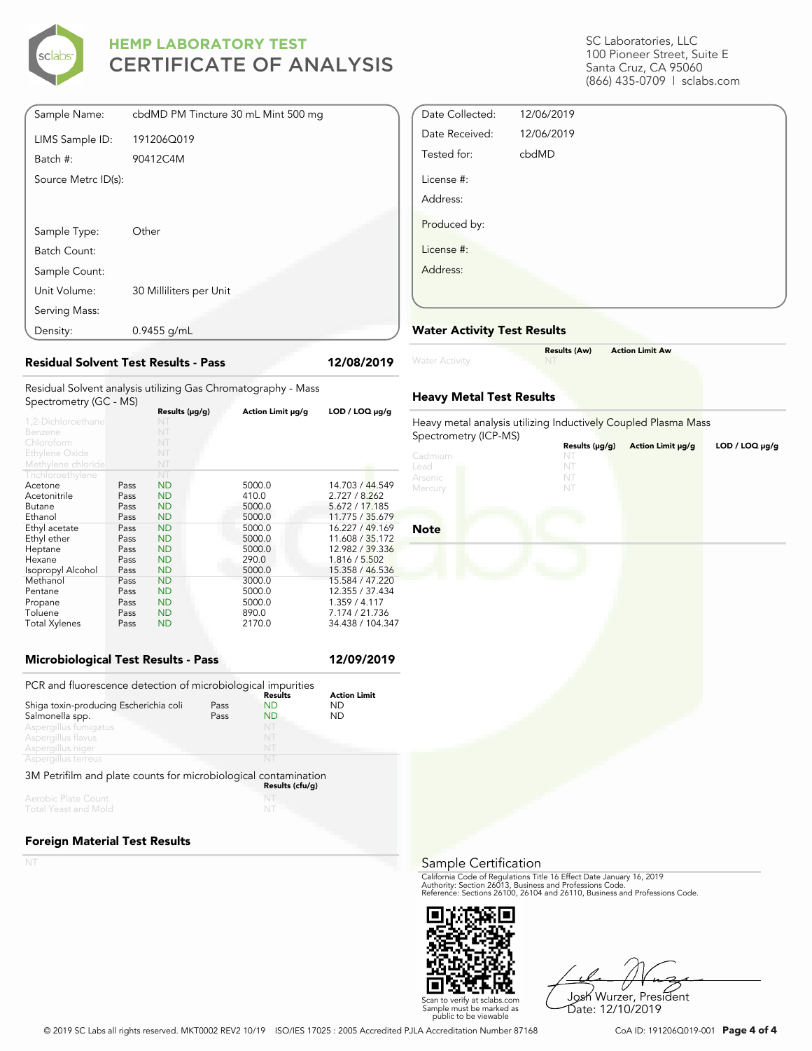# HEMP LABORATORY TEST
# CERTIFICATE OF ANALYSIS

SC Laboratories, LLC
100 Pioneer Street, Suite E
Santa Cruz, CA 95060
(866) 435-0709 | sclabs.com

| | |
|---|---|
| Sample Name: | cbdMD PM Tincture 30 mL Mint 500 mg |
| LIMS Sample ID: | 191206Q019 |
| Batch #: | 90412C4M |
| Source Metrc ID(s): | |
| Sample Type: | Other |
| Batch Count: | |
| Sample Count: | |
| Unit Volume: | 30 Milliliters per Unit |
| Serving Mass: | |
| Density: | 0.9455 g/mL |

| | |
|---|---|
| Date Collected: | 12/06/2019 |
| Date Received: | 12/06/2019 |
| Tested for: | cbdMD |
| License #: | |
| Address: | |
| Produced by: | |
| License #: | |
| Address: | |

## Residual Solvent Test Results - Pass

12/08/2019

Residual Solvent analysis utilizing Gas Chromatography - Mass Spectrometry (GC - MS)

| | | Results (µg/g) | Action Limit µg/g | LOD / LOQ µg/g |
|---|---|---|---|---|
| 1,2-Dichloroethane | | NT | | |
| Benzene | | NT | | |
| Chloroform | | NT | | |
| Ethylene Oxide | | NT | | |
| Methylene chloride | | NT | | |
| Trichloroethylene | | NT | | |
| Acetone | Pass | ND | 5000.0 | 14.703 / 44.549 |
| Acetonitrile | Pass | ND | 410.0 | 2.727 / 8.262 |
| Butane | Pass | ND | 5000.0 | 5.672 / 17.185 |
| Ethanol | Pass | ND | 5000.0 | 11.775 / 35.679 |
| Ethyl acetate | Pass | ND | 5000.0 | 16.227 / 49.169 |
| Ethyl ether | Pass | ND | 5000.0 | 11.608 / 35.172 |
| Heptane | Pass | ND | 5000.0 | 12.982 / 39.336 |
| Hexane | Pass | ND | 290.0 | 1.816 / 5.502 |
| Isopropyl Alcohol | Pass | ND | 5000.0 | 15.358 / 46.536 |
| Methanol | Pass | ND | 3000.0 | 15.584 / 47.220 |
| Pentane | Pass | ND | 5000.0 | 12.355 / 37.434 |
| Propane | Pass | ND | 5000.0 | 1.359 / 4.117 |
| Toluene | Pass | ND | 890.0 | 7.174 / 21.736 |
| Total Xylenes | Pass | ND | 2170.0 | 34.438 / 104.347 |

## Microbiological Test Results - Pass

12/09/2019

PCR and fluorescence detection of microbiological impurities

| | | Results | Action Limit |
|---|---|---|---|
| Shiga toxin-producing Escherichia coli | Pass | ND | ND |
| Salmonella spp. | Pass | ND | ND |
| Aspergillus fumigatus | | NT | |
| Aspergillus flavus | | NT | |
| Aspergillus niger | | NT | |
| Aspergillus terreus | | NT | |

3M Petrifilm and plate counts for microbiological contamination

| | Results (cfu/g) |
|---|---|
| Aerobic Plate Count | NT |
| Total Yeast and Mold | NT |

## Foreign Material Test Results

NT

## Water Activity Test Results

| | Results (Aw) | Action Limit Aw |
|---|---|---|
| Water Activity | NT | |

## Heavy Metal Test Results

Heavy metal analysis utilizing Inductively Coupled Plasma Mass Spectrometry (ICP-MS)

| | Results (µg/g) | Action Limit µg/g | LOD / LOQ µg/g |
|---|---|---|---|
| Cadmium | NT | | |
| Lead | NT | | |
| Arsenic | NT | | |
| Mercury | NT | | |

## Note

## Sample Certification

California Code of Regulations Title 16 Effect Date January 16, 2019
Authority: Section 26013, Business and Professions Code.
Reference: Sections 26100, 26104 and 26110, Business and Professions Code.

Scan to verify at sclabs.com
Sample must be marked as public to be viewable

Josh Wurzer, President
Date: 12/10/2019

© 2019 SC Labs all rights reserved. MKT0002 REV2 10/19 ISO/IES 17025 : 2005 Accredited PJLA Accreditation Number 87168

CoA ID: 191206Q019-001